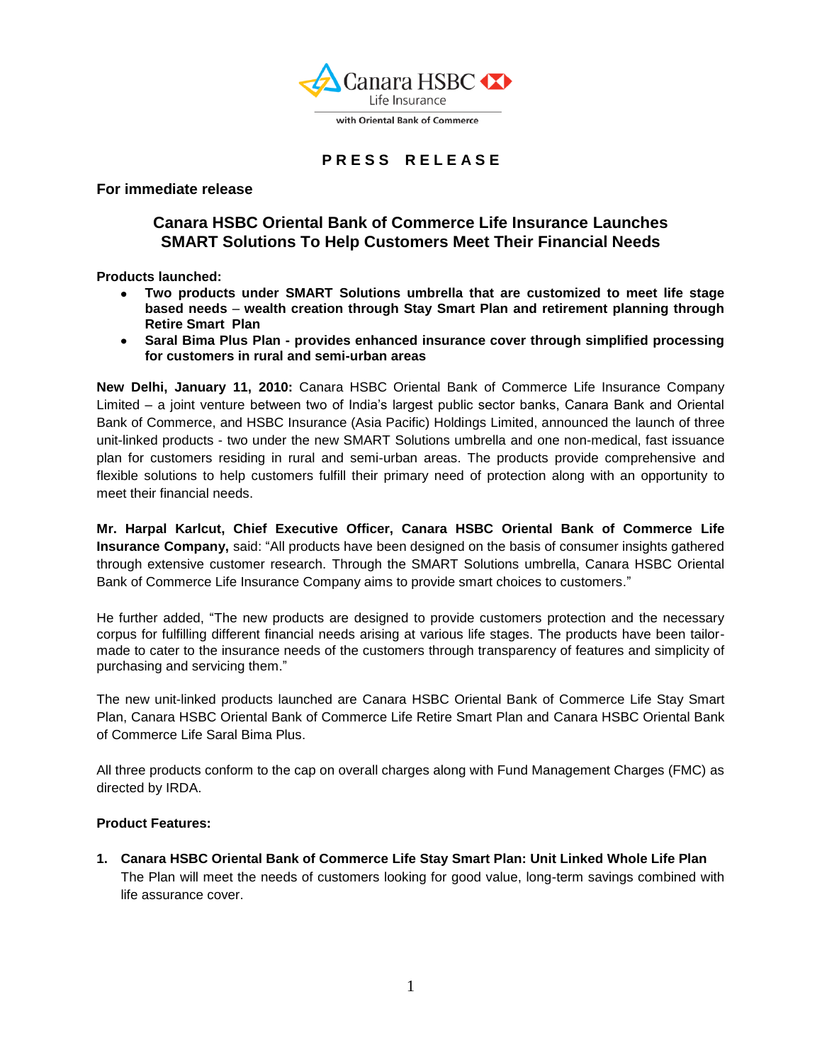**PRESS RELEASE**

**For immediate release**

## Canara HSBC Oriental Bank of Commerce Life Insurance Launches SMART Solutions To Help Customers Meet Their Financial Needs

**Products launched:**

- **Two products under SMART Solutions umbrella that are customized to meet life stage based needs – wealth creation through Stay Smart Plan and retirement planning through Retire Smart Plan**
- **Saral Bima Plus Plan - provides enhanced insurance cover through simplified processing for customers in rural and semi-urban areas**

**New Delhi, January 11, 2010:** Canara HSBC Oriental Bank of Commerce Life Insurance Company Limited – a joint venture between two of India's largest public sector banks, Canara Bank and Oriental Bank of Commerce, and HSBC Insurance (Asia Pacific) Holdings Limited, announced the launch of three unit-linked products - two under the new SMART Solutions umbrella and one non-medical, fast issuance plan for customers residing in rural and semi-urban areas. The products provide comprehensive and flexible solutions to help customers fulfill their primary need of protection along with an opportunity to meet their financial needs.

**Mr. Harpal Karlcut, Chief Executive Officer, Canara HSBC Oriental Bank of Commerce Life Insurance Company,** said: "All products have been designed on the basis of consumer insights gathered through extensive customer research. Through the SMART Solutions umbrella, Canara HSBC Oriental Bank of Commerce Life Insurance Company aims to provide smart choices to customers."

He further added, "The new products are designed to provide customers protection and the necessary corpus for fulfilling different financial needs arising at various life stages. The products have been tailor-made to cater to the insurance needs of the customers through transparency of features and simplicity of purchasing and servicing them."

The new unit-linked products launched are Canara HSBC Oriental Bank of Commerce Life Stay Smart Plan, Canara HSBC Oriental Bank of Commerce Life Retire Smart Plan and Canara HSBC Oriental Bank of Commerce Life Saral Bima Plus.

All three products conform to the cap on overall charges along with Fund Management Charges (FMC) as directed by IRDA.

**Product Features:**

1. **Canara HSBC Oriental Bank of Commerce Life Stay Smart Plan: Unit Linked Whole Life Plan**
   The Plan will meet the needs of customers looking for good value, long-term savings combined with life assurance cover.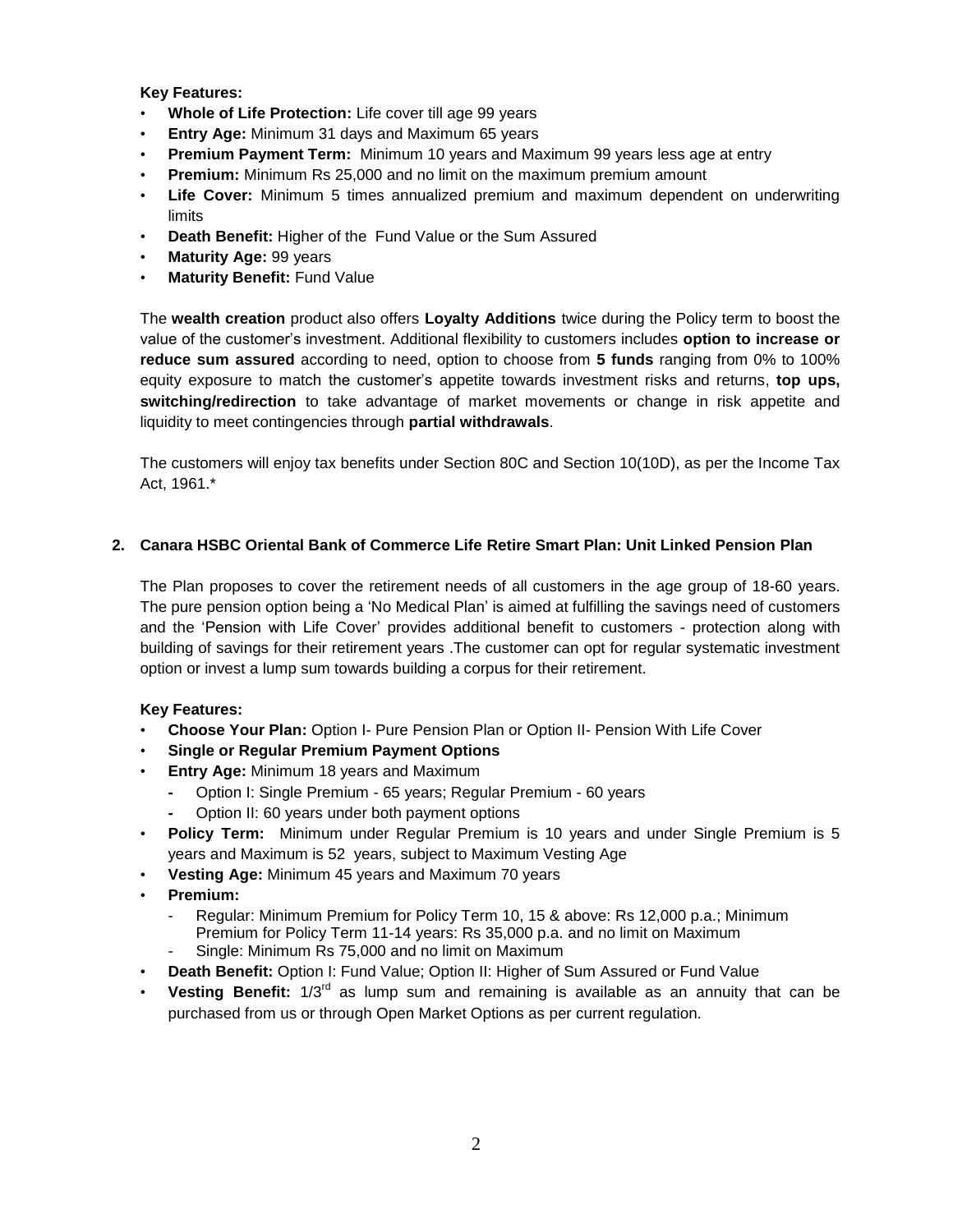**Key Features:**

- **Whole of Life Protection:** Life cover till age 99 years
- **Entry Age:** Minimum 31 days and Maximum 65 years
- **Premium Payment Term:** Minimum 10 years and Maximum 99 years less age at entry
- **Premium:** Minimum Rs 25,000 and no limit on the maximum premium amount
- **Life Cover:** Minimum 5 times annualized premium and maximum dependent on underwriting limits
- **Death Benefit:** Higher of the Fund Value or the Sum Assured
- **Maturity Age:** 99 years
- **Maturity Benefit:** Fund Value

The **wealth creation** product also offers **Loyalty Additions** twice during the Policy term to boost the value of the customer's investment. Additional flexibility to customers includes **option to increase or reduce sum assured** according to need, option to choose from **5 funds** ranging from 0% to 100% equity exposure to match the customer's appetite towards investment risks and returns, **top ups, switching/redirection** to take advantage of market movements or change in risk appetite and liquidity to meet contingencies through **partial withdrawals**.

The customers will enjoy tax benefits under Section 80C and Section 10(10D), as per the Income Tax Act, 1961.*

**2. Canara HSBC Oriental Bank of Commerce Life Retire Smart Plan: Unit Linked Pension Plan**

The Plan proposes to cover the retirement needs of all customers in the age group of 18-60 years. The pure pension option being a 'No Medical Plan' is aimed at fulfilling the savings need of customers and the 'Pension with Life Cover' provides additional benefit to customers - protection along with building of savings for their retirement years .The customer can opt for regular systematic investment option or invest a lump sum towards building a corpus for their retirement.

**Key Features:**

- **Choose Your Plan:** Option I- Pure Pension Plan or Option II- Pension With Life Cover
- **Single or Regular Premium Payment Options**
- **Entry Age:** Minimum 18 years and Maximum
  - Option I: Single Premium - 65 years; Regular Premium - 60 years
  - Option II: 60 years under both payment options
- **Policy Term:** Minimum under Regular Premium is 10 years and under Single Premium is 5 years and Maximum is 52 years, subject to Maximum Vesting Age
- **Vesting Age:** Minimum 45 years and Maximum 70 years
- **Premium:**
  - Regular: Minimum Premium for Policy Term 10, 15 & above: Rs 12,000 p.a.; Minimum Premium for Policy Term 11-14 years: Rs 35,000 p.a. and no limit on Maximum
  - Single: Minimum Rs 75,000 and no limit on Maximum
- **Death Benefit:** Option I: Fund Value; Option II: Higher of Sum Assured or Fund Value
- **Vesting Benefit:** 1/3rd as lump sum and remaining is available as an annuity that can be purchased from us or through Open Market Options as per current regulation.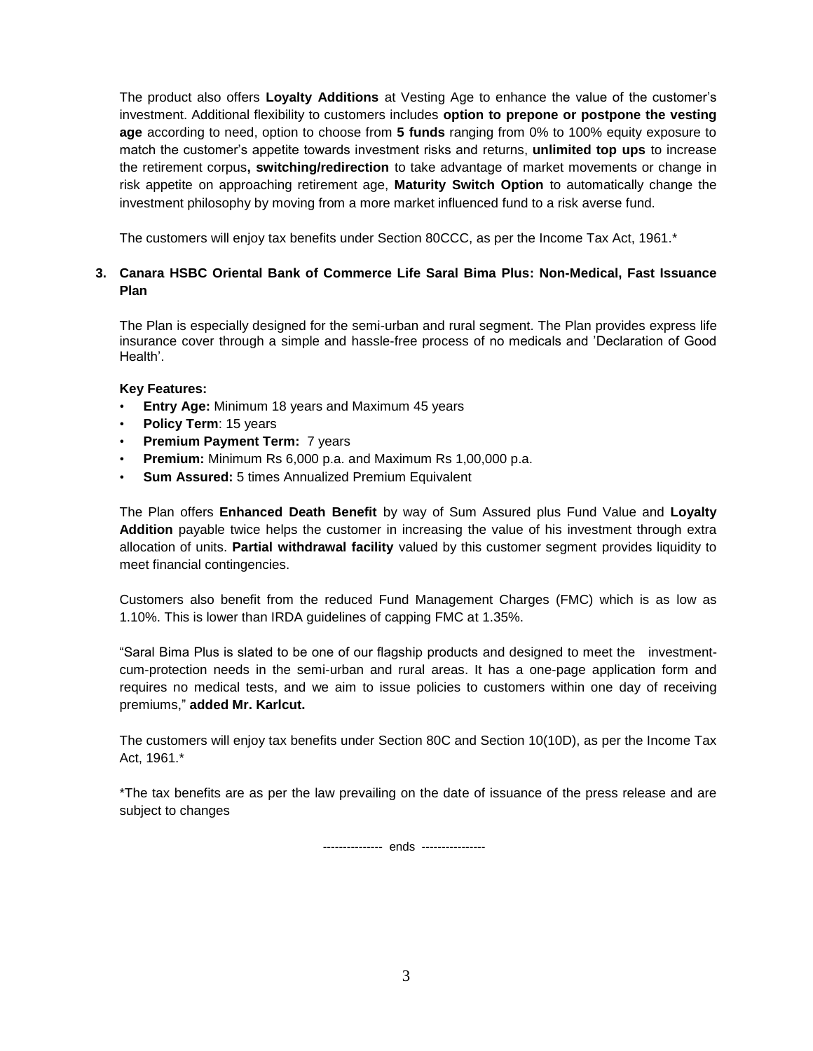The product also offers **Loyalty Additions** at Vesting Age to enhance the value of the customer's investment. Additional flexibility to customers includes **option to prepone or postpone the vesting age** according to need, option to choose from **5 funds** ranging from 0% to 100% equity exposure to match the customer's appetite towards investment risks and returns, **unlimited top ups** to increase the retirement corpus**, switching/redirection** to take advantage of market movements or change in risk appetite on approaching retirement age, **Maturity Switch Option** to automatically change the investment philosophy by moving from a more market influenced fund to a risk averse fund.

The customers will enjoy tax benefits under Section 80CCC, as per the Income Tax Act, 1961.*

### 3. Canara HSBC Oriental Bank of Commerce Life Saral Bima Plus: Non-Medical, Fast Issuance Plan

The Plan is especially designed for the semi-urban and rural segment. The Plan provides express life insurance cover through a simple and hassle-free process of no medicals and 'Declaration of Good Health'.

**Key Features:**

- **Entry Age:** Minimum 18 years and Maximum 45 years
- **Policy Term**: 15 years
- **Premium Payment Term:** 7 years
- **Premium:** Minimum Rs 6,000 p.a. and Maximum Rs 1,00,000 p.a.
- **Sum Assured:** 5 times Annualized Premium Equivalent

The Plan offers **Enhanced Death Benefit** by way of Sum Assured plus Fund Value and **Loyalty Addition** payable twice helps the customer in increasing the value of his investment through extra allocation of units. **Partial withdrawal facility** valued by this customer segment provides liquidity to meet financial contingencies.

Customers also benefit from the reduced Fund Management Charges (FMC) which is as low as 1.10%. This is lower than IRDA guidelines of capping FMC at 1.35%.

"Saral Bima Plus is slated to be one of our flagship products and designed to meet the investment-cum-protection needs in the semi-urban and rural areas. It has a one-page application form and requires no medical tests, and we aim to issue policies to customers within one day of receiving premiums," **added Mr. Karlcut.**

The customers will enjoy tax benefits under Section 80C and Section 10(10D), as per the Income Tax Act, 1961.*

*The tax benefits are as per the law prevailing on the date of issuance of the press release and are subject to changes

--------------- ends ----------------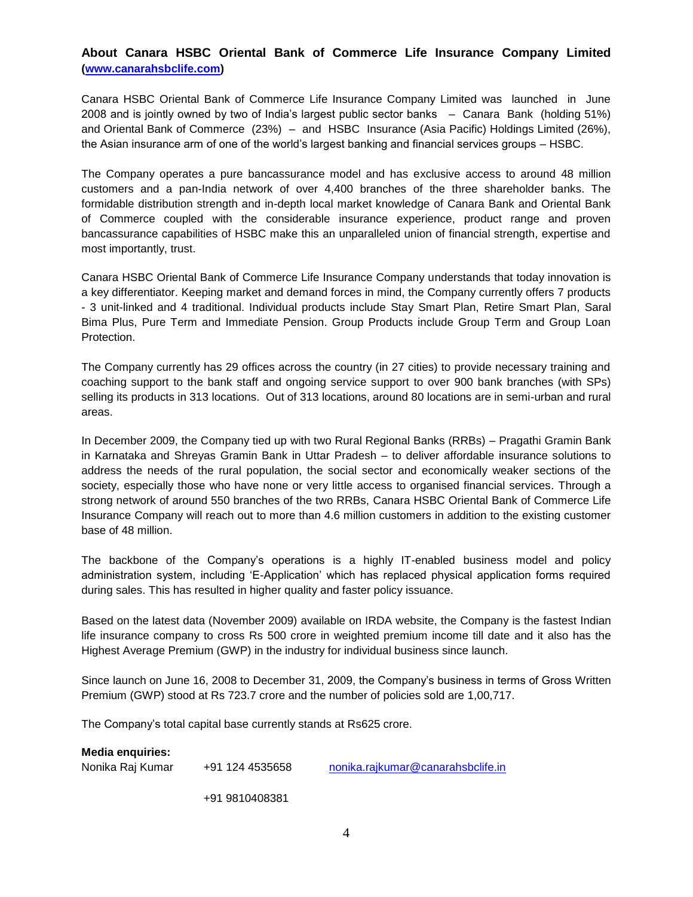## About Canara HSBC Oriental Bank of Commerce Life Insurance Company Limited (www.canarahsbclife.com)

Canara HSBC Oriental Bank of Commerce Life Insurance Company Limited was launched in June 2008 and is jointly owned by two of India's largest public sector banks – Canara Bank (holding 51%) and Oriental Bank of Commerce (23%) – and HSBC Insurance (Asia Pacific) Holdings Limited (26%), the Asian insurance arm of one of the world's largest banking and financial services groups – HSBC.

The Company operates a pure bancassurance model and has exclusive access to around 48 million customers and a pan-India network of over 4,400 branches of the three shareholder banks. The formidable distribution strength and in-depth local market knowledge of Canara Bank and Oriental Bank of Commerce coupled with the considerable insurance experience, product range and proven bancassurance capabilities of HSBC make this an unparalleled union of financial strength, expertise and most importantly, trust.

Canara HSBC Oriental Bank of Commerce Life Insurance Company understands that today innovation is a key differentiator. Keeping market and demand forces in mind, the Company currently offers 7 products - 3 unit-linked and 4 traditional. Individual products include Stay Smart Plan, Retire Smart Plan, Saral Bima Plus, Pure Term and Immediate Pension. Group Products include Group Term and Group Loan Protection.

The Company currently has 29 offices across the country (in 27 cities) to provide necessary training and coaching support to the bank staff and ongoing service support to over 900 bank branches (with SPs) selling its products in 313 locations. Out of 313 locations, around 80 locations are in semi-urban and rural areas.

In December 2009, the Company tied up with two Rural Regional Banks (RRBs) – Pragathi Gramin Bank in Karnataka and Shreyas Gramin Bank in Uttar Pradesh – to deliver affordable insurance solutions to address the needs of the rural population, the social sector and economically weaker sections of the society, especially those who have none or very little access to organised financial services. Through a strong network of around 550 branches of the two RRBs, Canara HSBC Oriental Bank of Commerce Life Insurance Company will reach out to more than 4.6 million customers in addition to the existing customer base of 48 million.

The backbone of the Company's operations is a highly IT-enabled business model and policy administration system, including 'E-Application' which has replaced physical application forms required during sales. This has resulted in higher quality and faster policy issuance.

Based on the latest data (November 2009) available on IRDA website, the Company is the fastest Indian life insurance company to cross Rs 500 crore in weighted premium income till date and it also has the Highest Average Premium (GWP) in the industry for individual business since launch.

Since launch on June 16, 2008 to December 31, 2009, the Company's business in terms of Gross Written Premium (GWP) stood at Rs 723.7 crore and the number of policies sold are 1,00,717.

The Company's total capital base currently stands at Rs625 crore.

**Media enquiries:**

Nonika Raj Kumar    +91 124 4535658    nonika.rajkumar@canarahsbclife.in

+91 9810408381